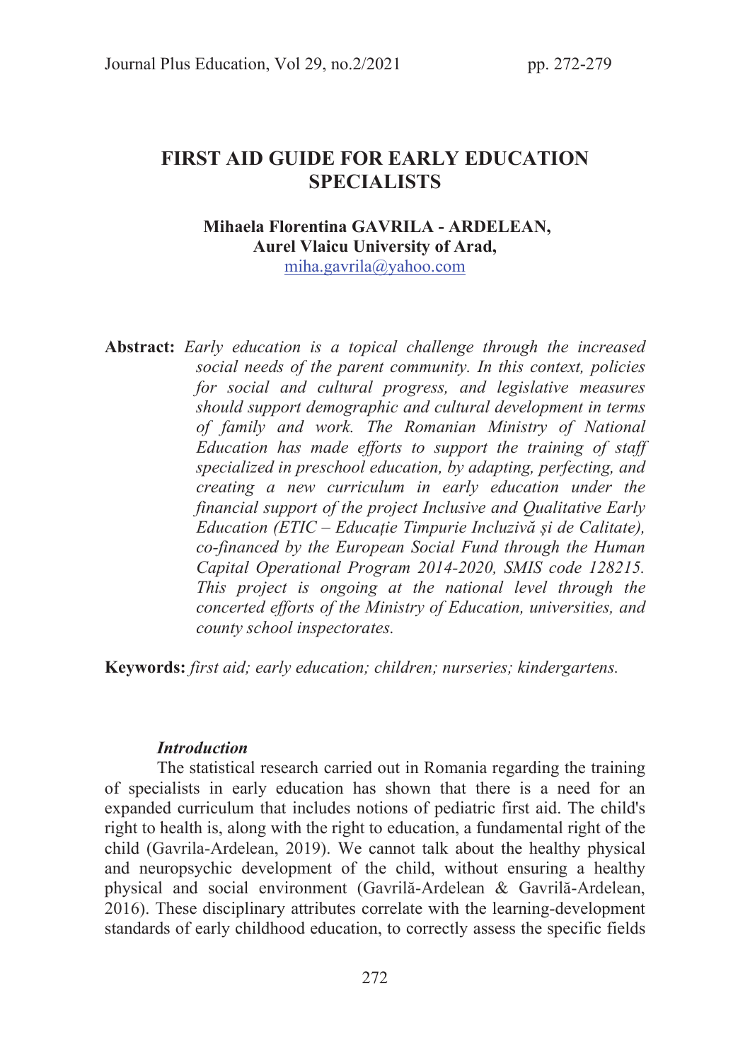# FIRST AID GUIDE FOR EARLY EDUCATION SPECIALISTS

**Mihaela Florentina GAVRILA - ARDELEAN,**
**Aurel Vlaicu University of Arad,**
miha.gavrila@yahoo.com

**Abstract:** *Early education is a topical challenge through the increased social needs of the parent community. In this context, policies for social and cultural progress, and legislative measures should support demographic and cultural development in terms of family and work. The Romanian Ministry of National Education has made efforts to support the training of staff specialized in preschool education, by adapting, perfecting, and creating a new curriculum in early education under the financial support of the project Inclusive and Qualitative Early Education (ETIC – Educație Timpurie Incluzivă și de Calitate), co-financed by the European Social Fund through the Human Capital Operational Program 2014-2020, SMIS code 128215. This project is ongoing at the national level through the concerted efforts of the Ministry of Education, universities, and county school inspectorates.*

**Keywords:** *first aid; early education; children; nurseries; kindergartens.*

### *Introduction*

The statistical research carried out in Romania regarding the training of specialists in early education has shown that there is a need for an expanded curriculum that includes notions of pediatric first aid. The child's right to health is, along with the right to education, a fundamental right of the child (Gavrila-Ardelean, 2019). We cannot talk about the healthy physical and neuropsychic development of the child, without ensuring a healthy physical and social environment (Gavrilă-Ardelean & Gavrilă-Ardelean, 2016). These disciplinary attributes correlate with the learning-development standards of early childhood education, to correctly assess the specific fields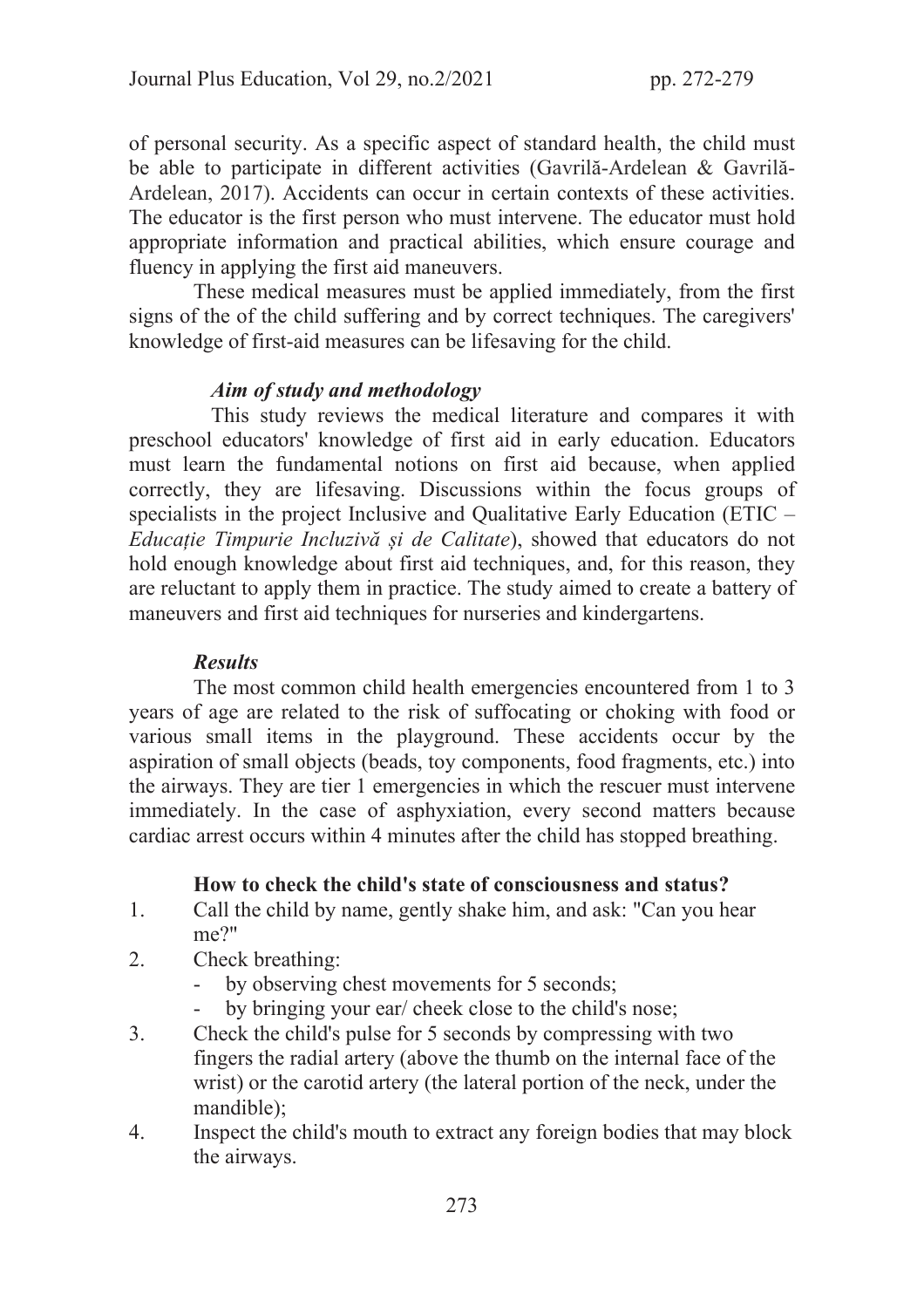of personal security. As a specific aspect of standard health, the child must be able to participate in different activities (Gavrilă-Ardelean & Gavrilă-Ardelean, 2017). Accidents can occur in certain contexts of these activities. The educator is the first person who must intervene. The educator must hold appropriate information and practical abilities, which ensure courage and fluency in applying the first aid maneuvers.

These medical measures must be applied immediately, from the first signs of the of the child suffering and by correct techniques. The caregivers' knowledge of first-aid measures can be lifesaving for the child.

### *Aim of study and methodology*

This study reviews the medical literature and compares it with preschool educators' knowledge of first aid in early education. Educators must learn the fundamental notions on first aid because, when applied correctly, they are lifesaving. Discussions within the focus groups of specialists in the project Inclusive and Qualitative Early Education (ETIC – *Educație Timpurie Incluzivă și de Calitate*), showed that educators do not hold enough knowledge about first aid techniques, and, for this reason, they are reluctant to apply them in practice. The study aimed to create a battery of maneuvers and first aid techniques for nurseries and kindergartens.

### *Results*

The most common child health emergencies encountered from 1 to 3 years of age are related to the risk of suffocating or choking with food or various small items in the playground. These accidents occur by the aspiration of small objects (beads, toy components, food fragments, etc.) into the airways. They are tier 1 emergencies in which the rescuer must intervene immediately. In the case of asphyxiation, every second matters because cardiac arrest occurs within 4 minutes after the child has stopped breathing.

**How to check the child's state of consciousness and status?**

1. Call the child by name, gently shake him, and ask: "Can you hear me?"
2. Check breathing:
   - by observing chest movements for 5 seconds;
   - by bringing your ear/ cheek close to the child's nose;
3. Check the child's pulse for 5 seconds by compressing with two fingers the radial artery (above the thumb on the internal face of the wrist) or the carotid artery (the lateral portion of the neck, under the mandible);
4. Inspect the child's mouth to extract any foreign bodies that may block the airways.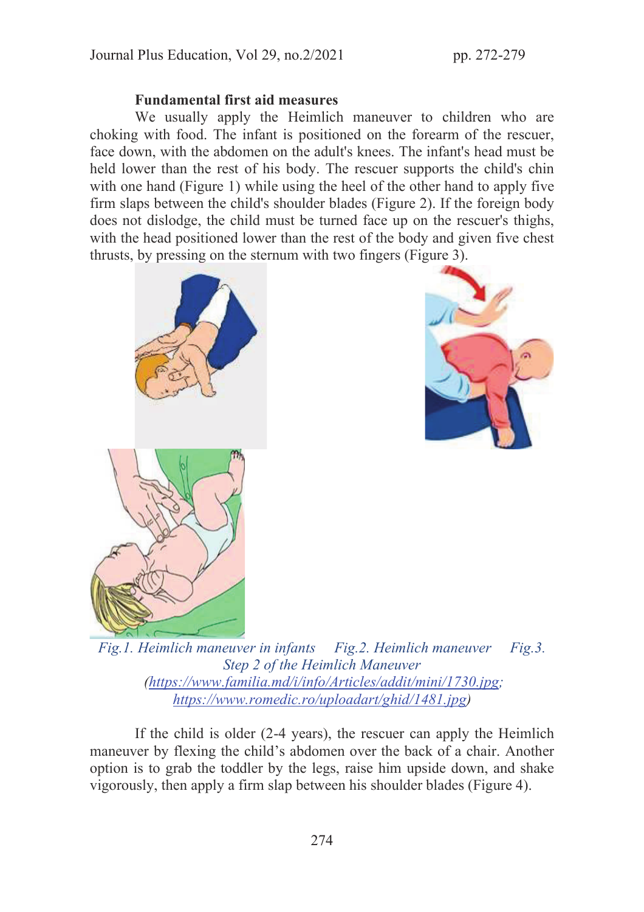**Fundamental first aid measures**

We usually apply the Heimlich maneuver to children who are choking with food. The infant is positioned on the forearm of the rescuer, face down, with the abdomen on the adult's knees. The infant's head must be held lower than the rest of his body. The rescuer supports the child's chin with one hand (Figure 1) while using the heel of the other hand to apply five firm slaps between the child's shoulder blades (Figure 2). If the foreign body does not dislodge, the child must be turned face up on the rescuer's thighs, with the head positioned lower than the rest of the body and given five chest thrusts, by pressing on the sternum with two fingers (Figure 3).

*Fig.1. Heimlich maneuver in infants    Fig.2. Heimlich maneuver    Fig.3. Step 2 of the Heimlich Maneuver*
*(https://www.familia.md/i/info/Articles/addit/mini/1730.jpg; https://www.romedic.ro/uploadart/ghid/1481.jpg)*

If the child is older (2-4 years), the rescuer can apply the Heimlich maneuver by flexing the child's abdomen over the back of a chair. Another option is to grab the toddler by the legs, raise him upside down, and shake vigorously, then apply a firm slap between his shoulder blades (Figure 4).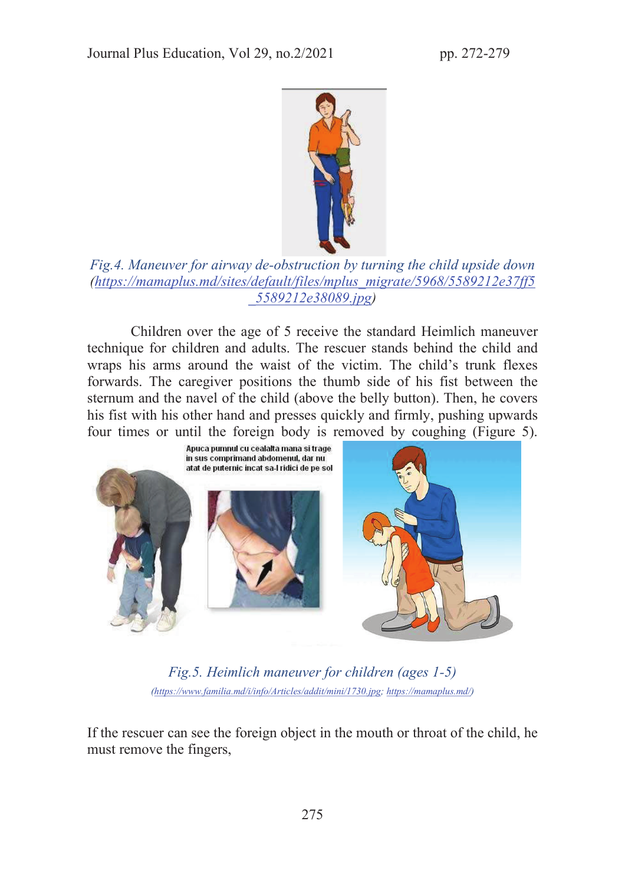*Fig.4. Maneuver for airway de-obstruction by turning the child upside down (https://mamaplus.md/sites/default/files/mplus_migrate/5968/5589212e37ff5_5589212e38089.jpg)*

Children over the age of 5 receive the standard Heimlich maneuver technique for children and adults. The rescuer stands behind the child and wraps his arms around the waist of the victim. The child's trunk flexes forwards. The caregiver positions the thumb side of his fist between the sternum and the navel of the child (above the belly button). Then, he covers his fist with his other hand and presses quickly and firmly, pushing upwards four times or until the foreign body is removed by coughing (Figure 5).

Apuca pumnul cu cealalta mana si trage in sus comprimand abdomenul, dar nu atat de puternic incat sa-l ridici de pe sol

*Fig.5. Heimlich maneuver for children (ages 1-5)*
*(https://www.familia.md/i/info/Articles/addit/mini/1730.jpg; https://mamaplus.md/)*

If the rescuer can see the foreign object in the mouth or throat of the child, he must remove the fingers,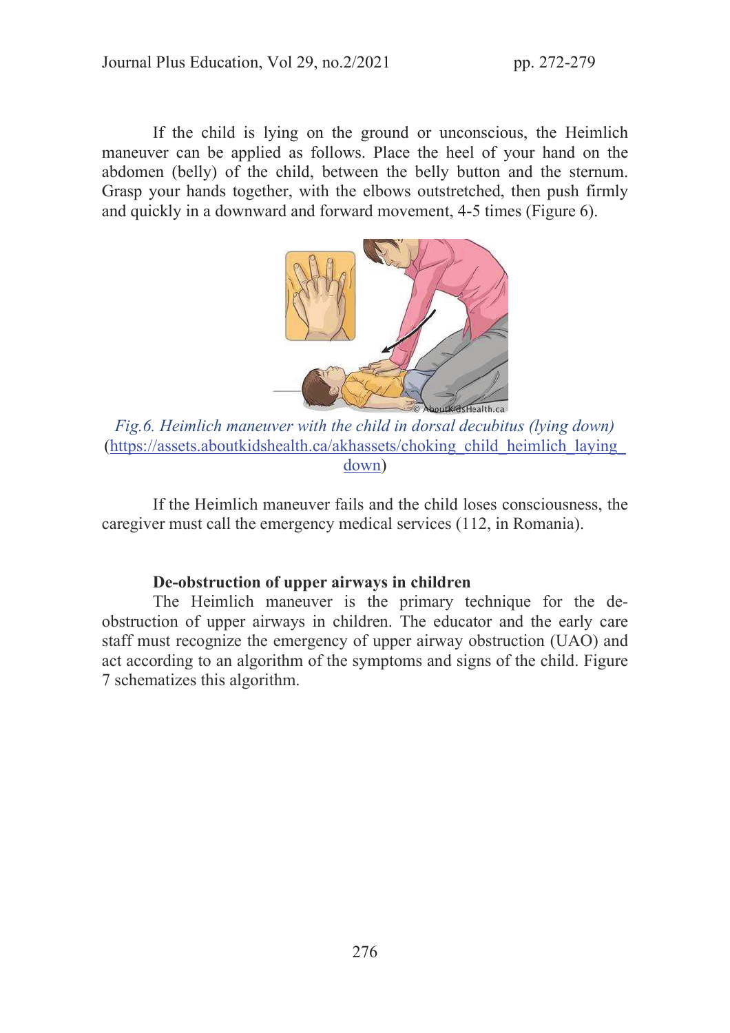If the child is lying on the ground or unconscious, the Heimlich maneuver can be applied as follows. Place the heel of your hand on the abdomen (belly) of the child, between the belly button and the sternum. Grasp your hands together, with the elbows outstretched, then push firmly and quickly in a downward and forward movement, 4-5 times (Figure 6).

*Fig.6. Heimlich maneuver with the child in dorsal decubitus (lying down)* (https://assets.aboutkidshealth.ca/akhassets/choking_child_heimlich_laying_down)

If the Heimlich maneuver fails and the child loses consciousness, the caregiver must call the emergency medical services (112, in Romania).

**De-obstruction of upper airways in children**

The Heimlich maneuver is the primary technique for the de-obstruction of upper airways in children. The educator and the early care staff must recognize the emergency of upper airway obstruction (UAO) and act according to an algorithm of the symptoms and signs of the child. Figure 7 schematizes this algorithm.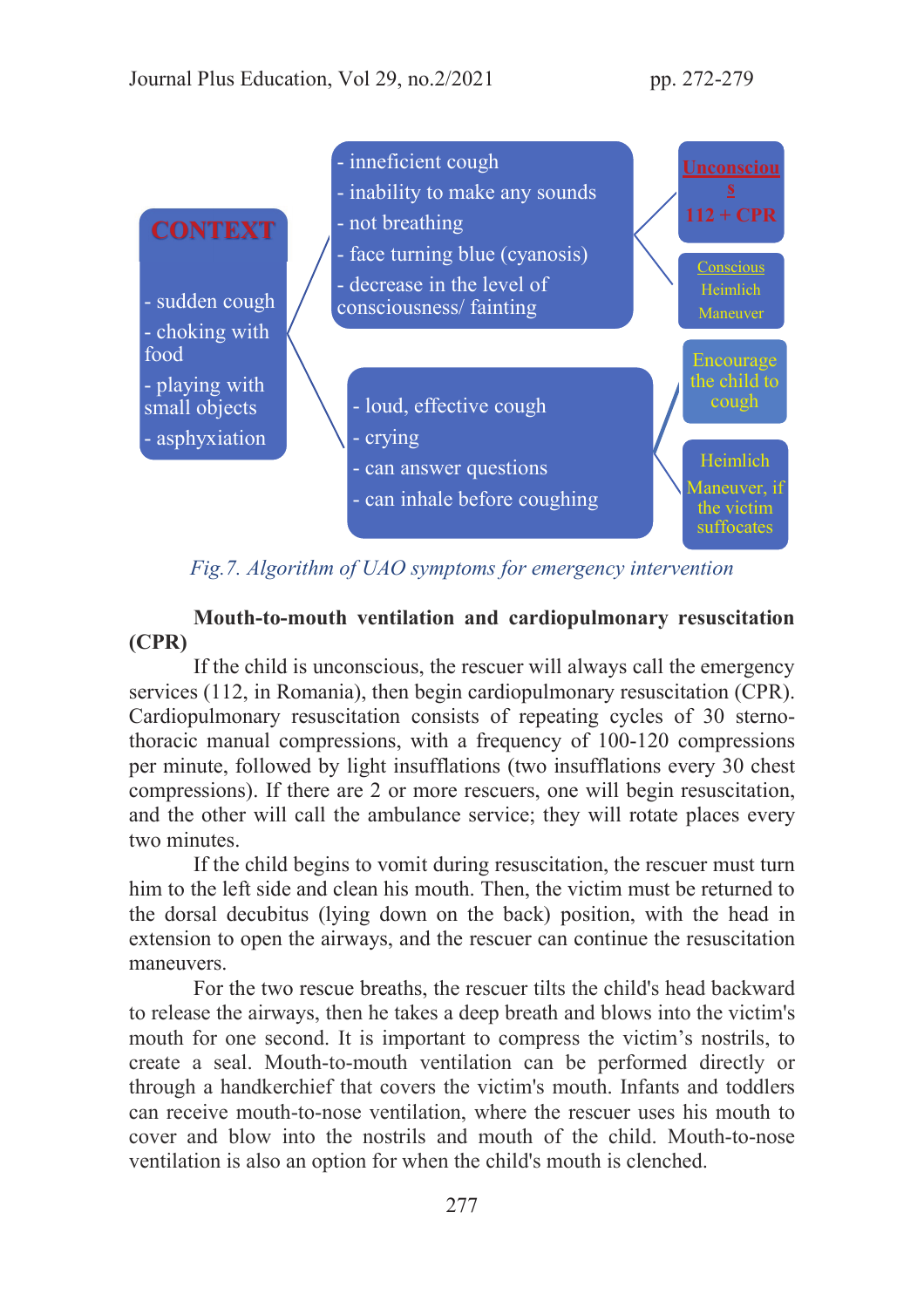CONTEXT

- sudden cough
- choking with food
- playing with small objects
- asphyxiation

- inneficient cough
- inability to make any sounds
- not breathing
- face turning blue (cyanosis)
- decrease in the level of consciousness/ fainting

Unconscious
112 + CPR

Conscious
Heimlich Maneuver

- loud, effective cough
- crying
- can answer questions
- can inhale before coughing

Encourage the child to cough

Heimlich Maneuver, if the victim suffocates

*Fig.7. Algorithm of UAO symptoms for emergency intervention*

**Mouth-to-mouth ventilation and cardiopulmonary resuscitation (CPR)**

If the child is unconscious, the rescuer will always call the emergency services (112, in Romania), then begin cardiopulmonary resuscitation (CPR). Cardiopulmonary resuscitation consists of repeating cycles of 30 sterno-thoracic manual compressions, with a frequency of 100-120 compressions per minute, followed by light insufflations (two insufflations every 30 chest compressions). If there are 2 or more rescuers, one will begin resuscitation, and the other will call the ambulance service; they will rotate places every two minutes.

If the child begins to vomit during resuscitation, the rescuer must turn him to the left side and clean his mouth. Then, the victim must be returned to the dorsal decubitus (lying down on the back) position, with the head in extension to open the airways, and the rescuer can continue the resuscitation maneuvers.

For the two rescue breaths, the rescuer tilts the child's head backward to release the airways, then he takes a deep breath and blows into the victim's mouth for one second. It is important to compress the victim's nostrils, to create a seal. Mouth-to-mouth ventilation can be performed directly or through a handkerchief that covers the victim's mouth. Infants and toddlers can receive mouth-to-nose ventilation, where the rescuer uses his mouth to cover and blow into the nostrils and mouth of the child. Mouth-to-nose ventilation is also an option for when the child's mouth is clenched.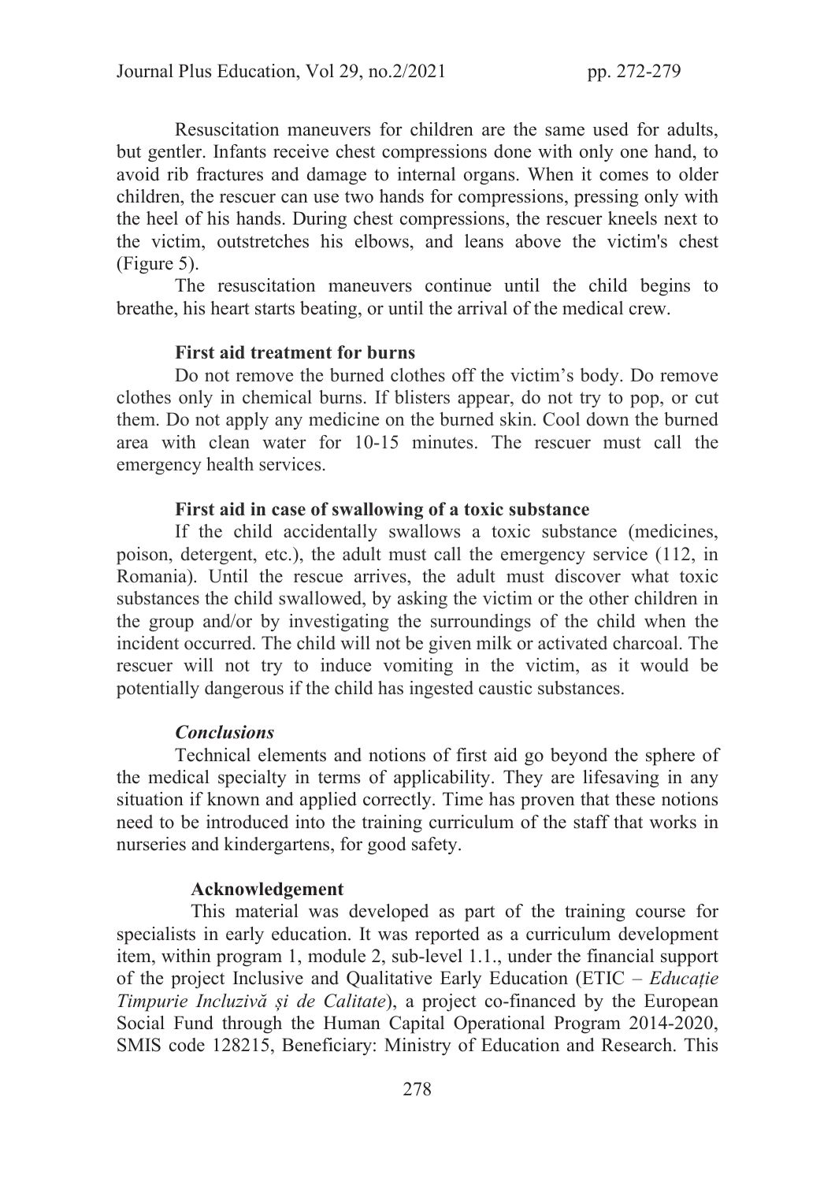Resuscitation maneuvers for children are the same used for adults, but gentler. Infants receive chest compressions done with only one hand, to avoid rib fractures and damage to internal organs. When it comes to older children, the rescuer can use two hands for compressions, pressing only with the heel of his hands. During chest compressions, the rescuer kneels next to the victim, outstretches his elbows, and leans above the victim's chest (Figure 5).

The resuscitation maneuvers continue until the child begins to breathe, his heart starts beating, or until the arrival of the medical crew.

**First aid treatment for burns**

Do not remove the burned clothes off the victim's body. Do remove clothes only in chemical burns. If blisters appear, do not try to pop, or cut them. Do not apply any medicine on the burned skin. Cool down the burned area with clean water for 10-15 minutes. The rescuer must call the emergency health services.

**First aid in case of swallowing of a toxic substance**

If the child accidentally swallows a toxic substance (medicines, poison, detergent, etc.), the adult must call the emergency service (112, in Romania). Until the rescue arrives, the adult must discover what toxic substances the child swallowed, by asking the victim or the other children in the group and/or by investigating the surroundings of the child when the incident occurred. The child will not be given milk or activated charcoal. The rescuer will not try to induce vomiting in the victim, as it would be potentially dangerous if the child has ingested caustic substances.

## *Conclusions*

Technical elements and notions of first aid go beyond the sphere of the medical specialty in terms of applicability. They are lifesaving in any situation if known and applied correctly. Time has proven that these notions need to be introduced into the training curriculum of the staff that works in nurseries and kindergartens, for good safety.

## Acknowledgement

This material was developed as part of the training course for specialists in early education. It was reported as a curriculum development item, within program 1, module 2, sub-level 1.1., under the financial support of the project Inclusive and Qualitative Early Education (ETIC – *Educație Timpurie Incluzivă și de Calitate*), a project co-financed by the European Social Fund through the Human Capital Operational Program 2014-2020, SMIS code 128215, Beneficiary: Ministry of Education and Research. This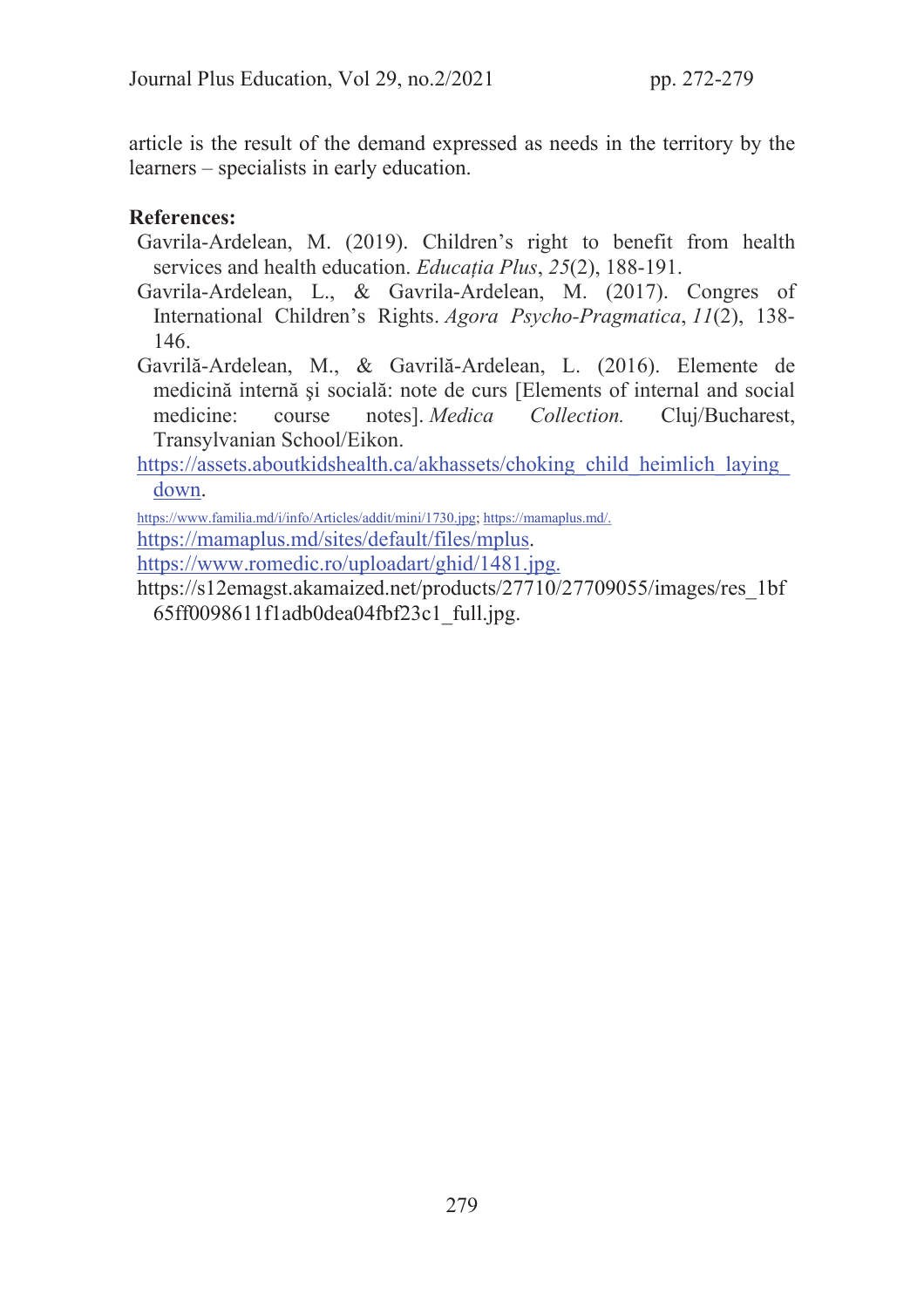article is the result of the demand expressed as needs in the territory by the learners – specialists in early education.

**References:**

Gavrila-Ardelean, M. (2019). Children's right to benefit from health services and health education. *Educația Plus*, *25*(2), 188-191.

Gavrila-Ardelean, L., & Gavrila-Ardelean, M. (2017). Congres of International Children's Rights. *Agora Psycho-Pragmatica*, *11*(2), 138-146.

Gavrilă-Ardelean, M., & Gavrilă-Ardelean, L. (2016). Elemente de medicină internă şi socială: note de curs [Elements of internal and social medicine: course notes]. *Medica Collection.* Cluj/Bucharest, Transylvanian School/Eikon.

https://assets.aboutkidshealth.ca/akhassets/choking_child_heimlich_laying_down.

https://www.familia.md/i/info/Articles/addit/mini/1730.jpg; https://mamaplus.md/.

https://mamaplus.md/sites/default/files/mplus.

https://www.romedic.ro/uploadart/ghid/1481.jpg.

https://s12emagst.akamaized.net/products/27710/27709055/images/res_1bf65ff0098611f1adb0dea04fbf23c1_full.jpg.